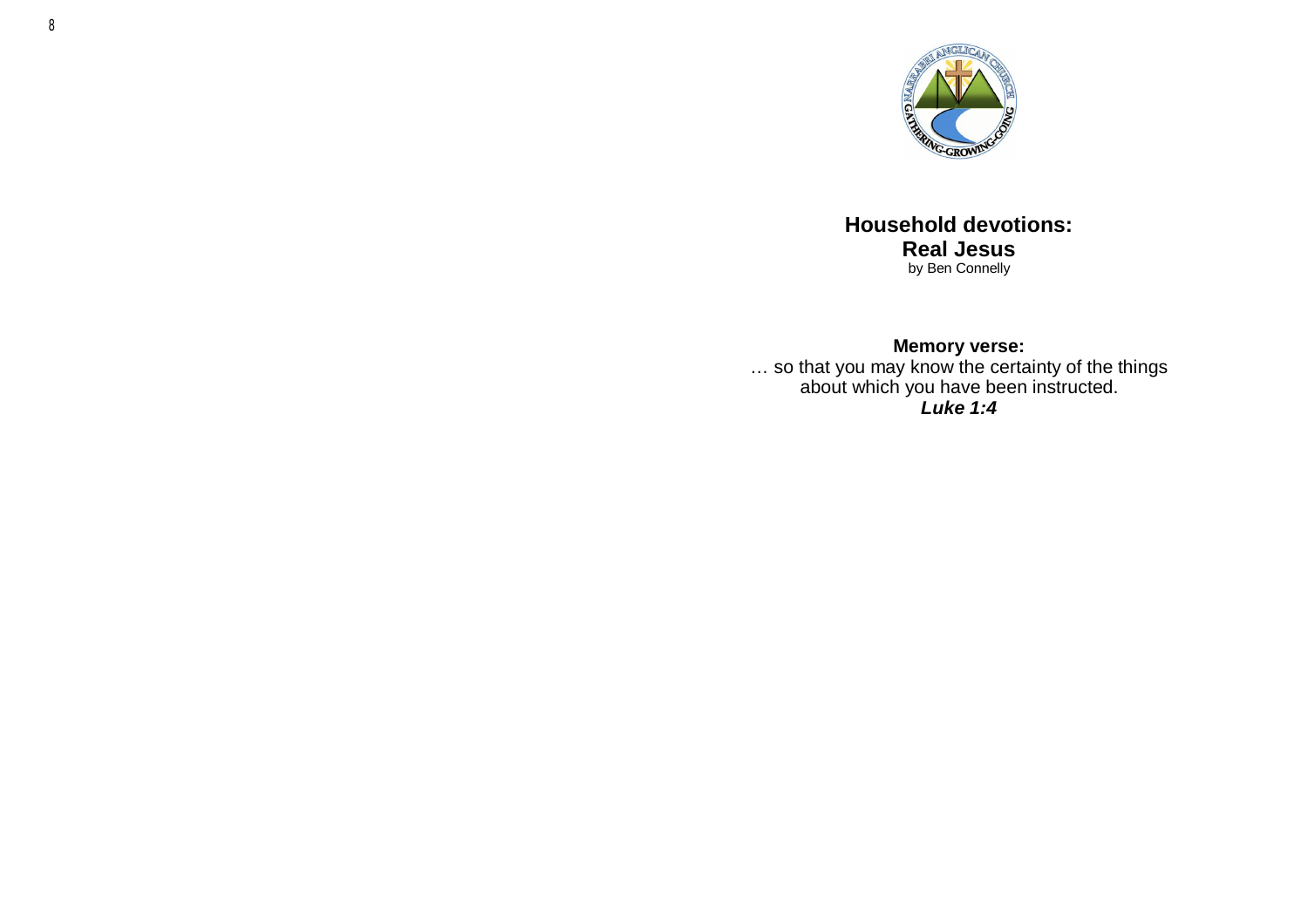# Household devotions:
# Real Jesus

by Ben Connelly

**Memory verse:**

… so that you may know the certainty of the things about which you have been instructed.

***Luke 1:4***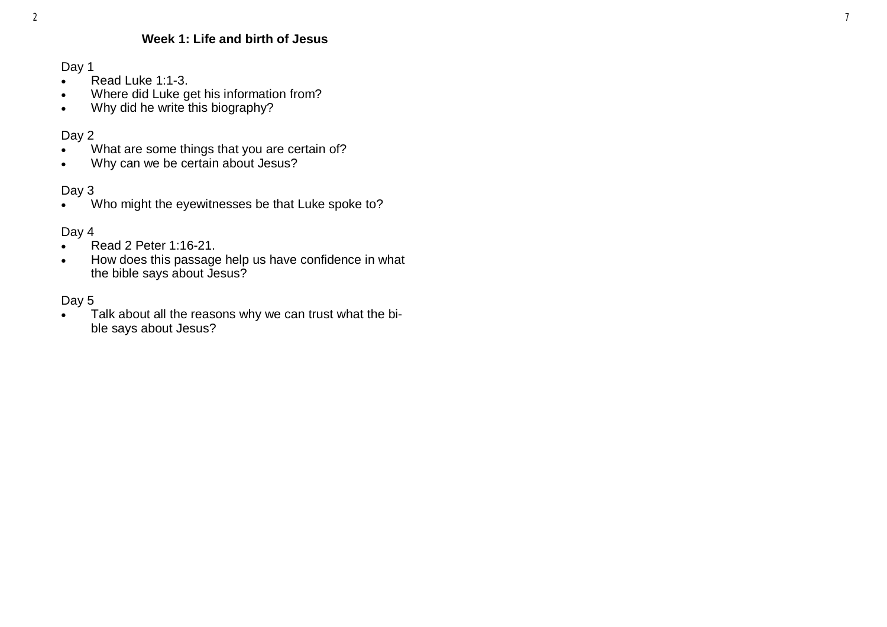**Week 1: Life and birth of Jesus**

Day 1

- Read Luke 1:1-3.
- Where did Luke get his information from?
- Why did he write this biography?

Day 2

- What are some things that you are certain of?
- Why can we be certain about Jesus?

Day 3

- Who might the eyewitnesses be that Luke spoke to?

Day 4

- Read 2 Peter 1:16-21.
- How does this passage help us have confidence in what the bible says about Jesus?

Day 5

- Talk about all the reasons why we can trust what the bible says about Jesus?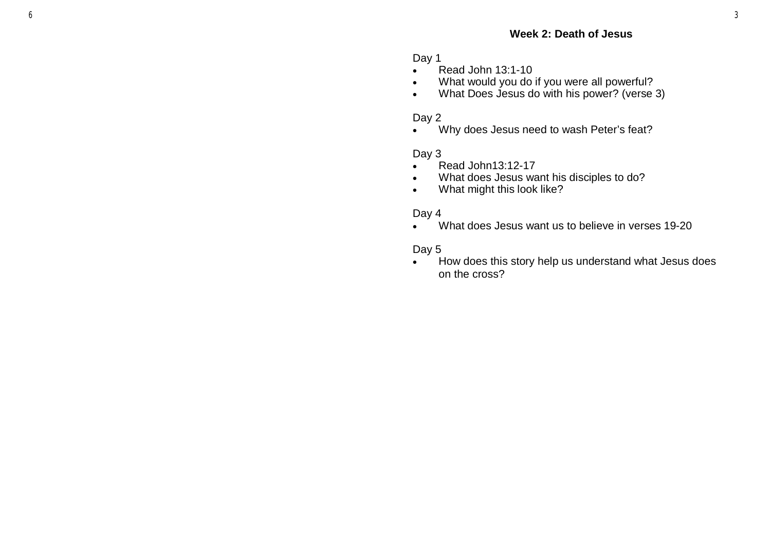**Week 2: Death of Jesus**

Day 1

- Read John 13:1-10
- What would you do if you were all powerful?
- What Does Jesus do with his power? (verse 3)

Day 2

- Why does Jesus need to wash Peter's feat?

Day 3

- Read John13:12-17
- What does Jesus want his disciples to do?
- What might this look like?

Day 4

- What does Jesus want us to believe in verses 19-20

Day 5

- How does this story help us understand what Jesus does on the cross?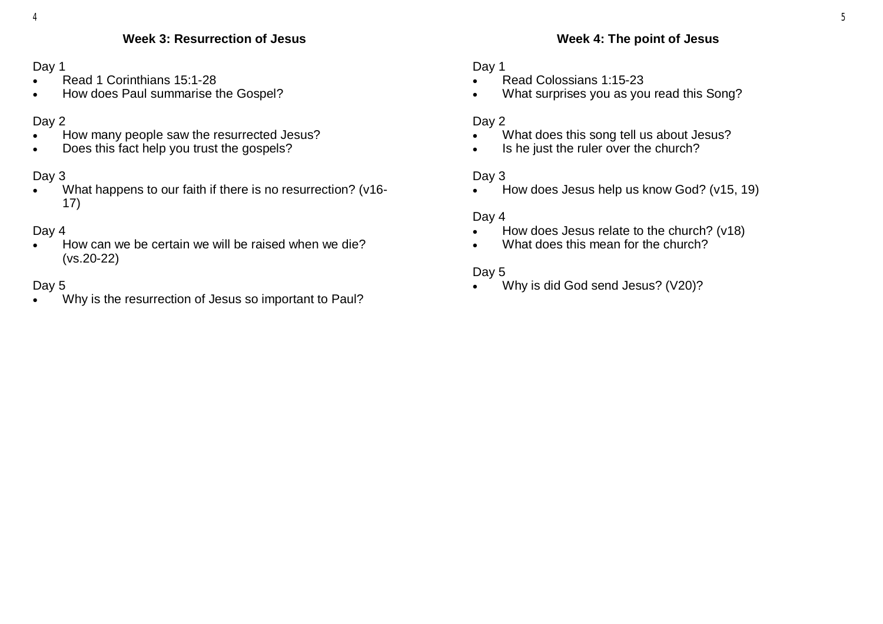## Week 3: Resurrection of Jesus

Day 1

- Read 1 Corinthians 15:1-28
- How does Paul summarise the Gospel?

Day 2

- How many people saw the resurrected Jesus?
- Does this fact help you trust the gospels?

Day 3

- What happens to our faith if there is no resurrection? (v16-17)

Day 4

- How can we be certain we will be raised when we die? (vs.20-22)

Day 5

- Why is the resurrection of Jesus so important to Paul?

## Week 4: The point of Jesus

Day 1

- Read Colossians 1:15-23
- What surprises you as you read this Song?

Day 2

- What does this song tell us about Jesus?
- Is he just the ruler over the church?

Day 3

- How does Jesus help us know God? (v15, 19)

Day 4

- How does Jesus relate to the church? (v18)
- What does this mean for the church?

Day 5

- Why is did God send Jesus? (V20)?